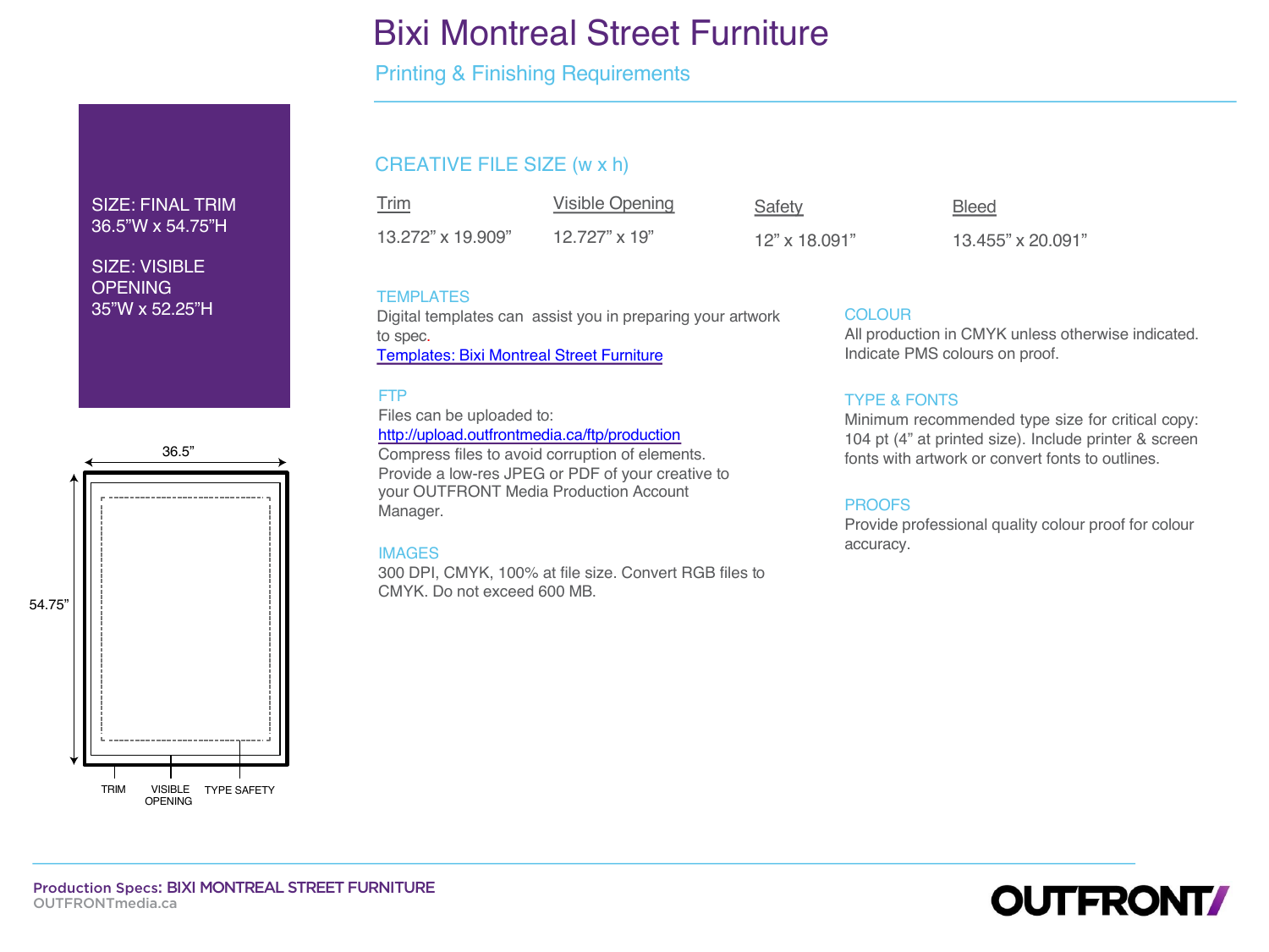# Bixi Montreal Street Furniture

## Printing & Finishing Requirements

SIZE: FINAL TRIM
36.5"W x 54.75"H

SIZE: VISIBLE OPENING
35"W x 52.25"H

36.5"

54.75"

TRIM | VISIBLE OPENING | TYPE SAFETY

### CREATIVE FILE SIZE (w x h)

| Trim | Visible Opening | Safety | Bleed |
|---|---|---|---|
| 13.272" x 19.909" | 12.727" x 19" | 12" x 18.091" | 13.455" x 20.091" |

### TEMPLATES

Digital templates can assist you in preparing your artwork to spec.
Templates: Bixi Montreal Street Furniture

### FTP

Files can be uploaded to:
http://upload.outfrontmedia.ca/ftp/production
Compress files to avoid corruption of elements.
Provide a low-res JPEG or PDF of your creative to your OUTFRONT Media Production Account Manager.

### IMAGES

300 DPI, CMYK, 100% at file size. Convert RGB files to CMYK. Do not exceed 600 MB.

### COLOUR

All production in CMYK unless otherwise indicated. Indicate PMS colours on proof.

### TYPE & FONTS

Minimum recommended type size for critical copy: 104 pt (4" at printed size). Include printer & screen fonts with artwork or convert fonts to outlines.

### PROOFS

Provide professional quality colour proof for colour accuracy.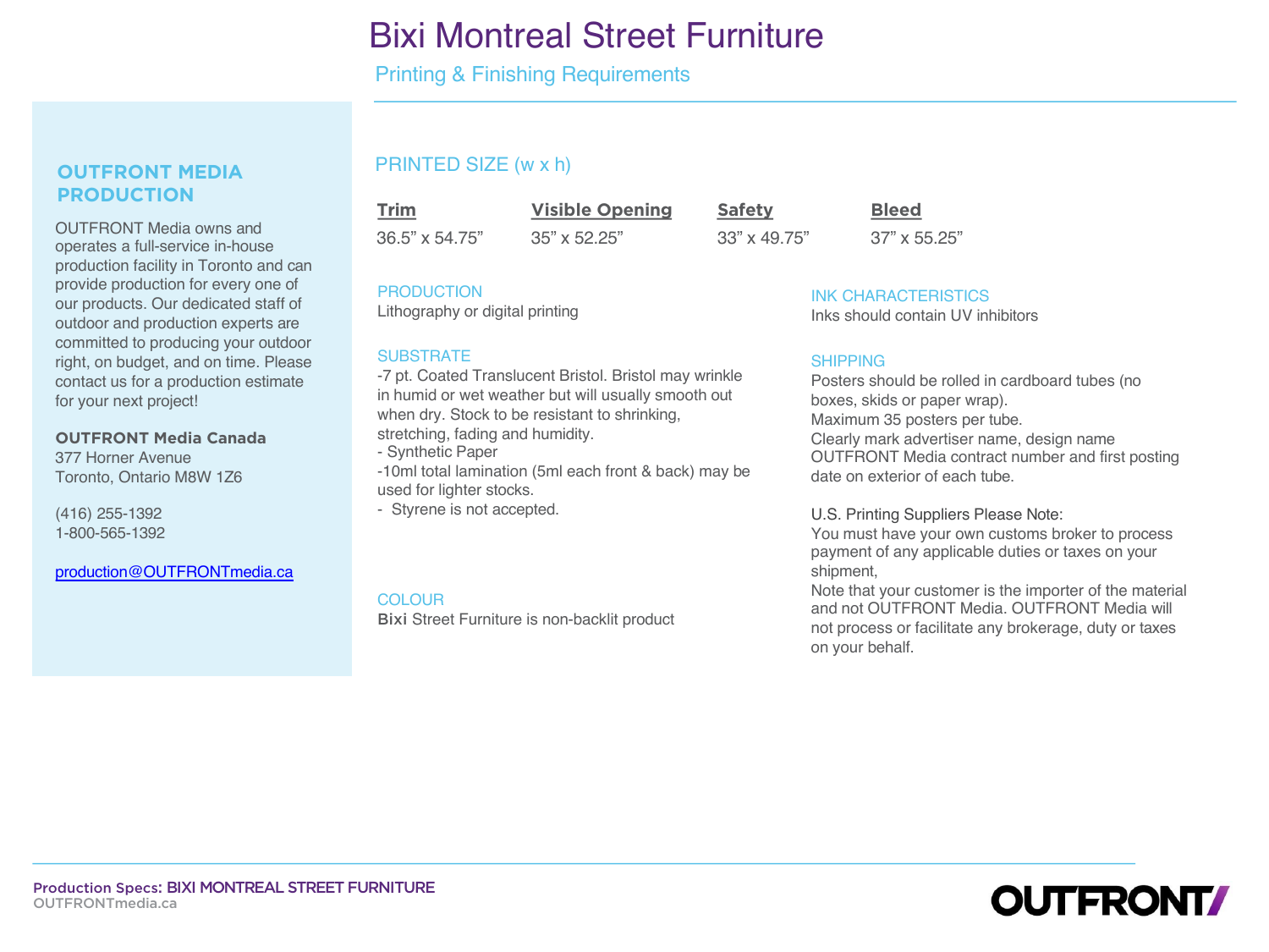# Bixi Montreal Street Furniture

## Printing & Finishing Requirements

### OUTFRONT MEDIA PRODUCTION

OUTFRONT Media owns and operates a full-service in-house production facility in Toronto and can provide production for every one of our products. Our dedicated staff of outdoor and production experts are committed to producing your outdoor right, on budget, and on time. Please contact us for a production estimate for your next project!

**OUTFRONT Media Canada**
377 Horner Avenue
Toronto, Ontario M8W 1Z6

(416) 255-1392
1-800-565-1392

production@OUTFRONTmedia.ca

### PRINTED SIZE (w x h)

| Trim | Visible Opening | Safety | Bleed |
|---|---|---|---|
| 36.5” x 54.75” | 35” x 52.25” | 33” x 49.75” | 37” x 55.25” |

### PRODUCTION

Lithography or digital printing

### SUBSTRATE

-7 pt. Coated Translucent Bristol. Bristol may wrinkle in humid or wet weather but will usually smooth out when dry. Stock to be resistant to shrinking, stretching, fading and humidity.
- Synthetic Paper
-10ml total lamination (5ml each front & back) may be used for lighter stocks.
- Styrene is not accepted.

### COLOUR

**Bixi** Street Furniture is non-backlit product

### INK CHARACTERISTICS

Inks should contain UV inhibitors

### SHIPPING

Posters should be rolled in cardboard tubes (no boxes, skids or paper wrap).
Maximum 35 posters per tube.
Clearly mark advertiser name, design name OUTFRONT Media contract number and first posting date on exterior of each tube.

U.S. Printing Suppliers Please Note:
You must have your own customs broker to process payment of any applicable duties or taxes on your shipment,
Note that your customer is the importer of the material and not OUTFRONT Media. OUTFRONT Media will not process or facilitate any brokerage, duty or taxes on your behalf.